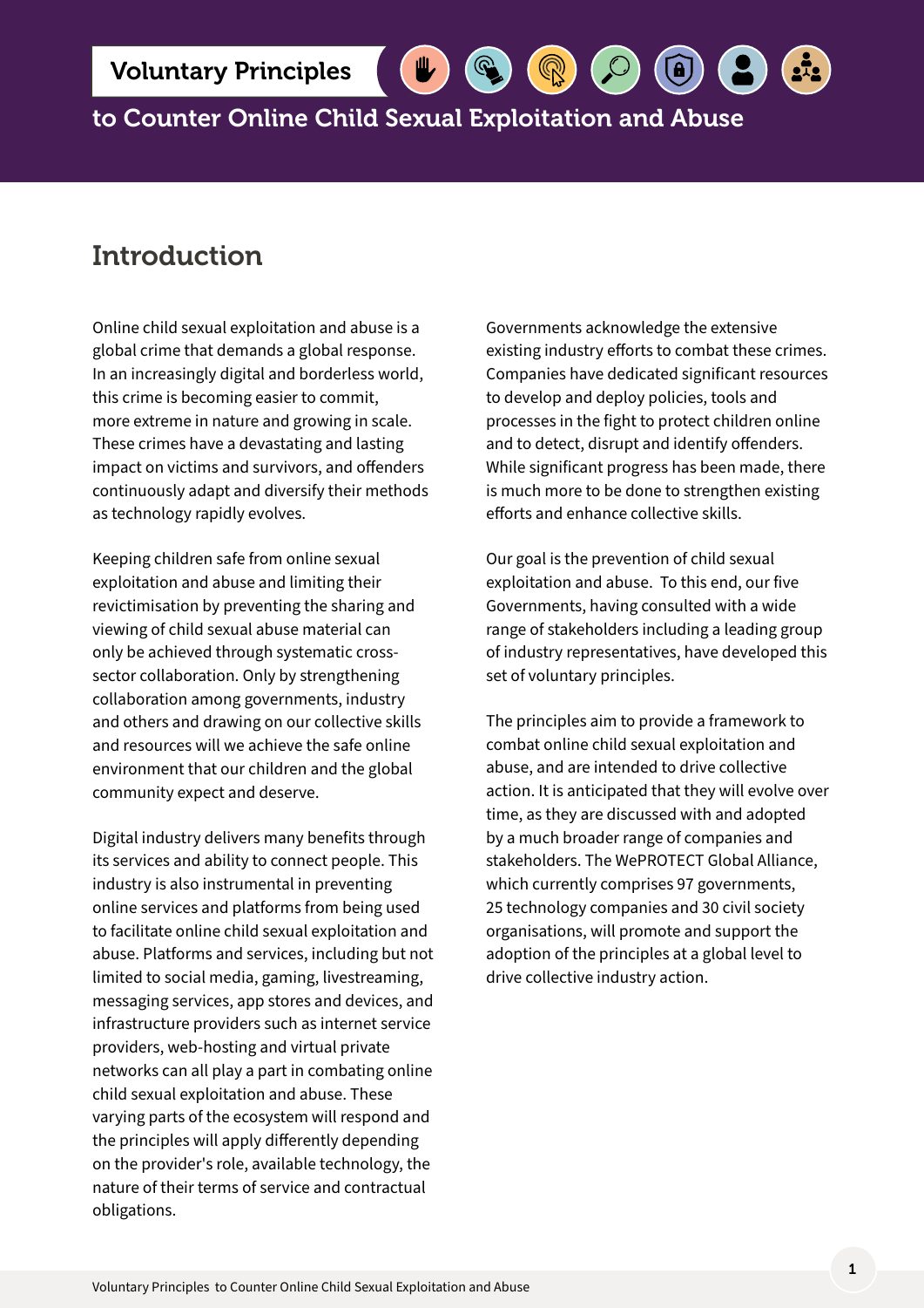# Voluntary Principles

## to Counter Online Child Sexual Exploitation and Abuse

## Introduction

Online child sexual exploitation and abuse is a global crime that demands a global response. In an increasingly digital and borderless world, this crime is becoming easier to commit, more extreme in nature and growing in scale. These crimes have a devastating and lasting impact on victims and survivors, and offenders continuously adapt and diversify their methods as technology rapidly evolves.

Keeping children safe from online sexual exploitation and abuse and limiting their revictimisation by preventing the sharing and viewing of child sexual abuse material can only be achieved through systematic cross-sector collaboration. Only by strengthening collaboration among governments, industry and others and drawing on our collective skills and resources will we achieve the safe online environment that our children and the global community expect and deserve.

Digital industry delivers many benefits through its services and ability to connect people. This industry is also instrumental in preventing online services and platforms from being used to facilitate online child sexual exploitation and abuse. Platforms and services, including but not limited to social media, gaming, livestreaming, messaging services, app stores and devices, and infrastructure providers such as internet service providers, web-hosting and virtual private networks can all play a part in combating online child sexual exploitation and abuse. These varying parts of the ecosystem will respond and the principles will apply differently depending on the provider's role, available technology, the nature of their terms of service and contractual obligations.

Governments acknowledge the extensive existing industry efforts to combat these crimes. Companies have dedicated significant resources to develop and deploy policies, tools and processes in the fight to protect children online and to detect, disrupt and identify offenders. While significant progress has been made, there is much more to be done to strengthen existing efforts and enhance collective skills.

Our goal is the prevention of child sexual exploitation and abuse. To this end, our five Governments, having consulted with a wide range of stakeholders including a leading group of industry representatives, have developed this set of voluntary principles.

The principles aim to provide a framework to combat online child sexual exploitation and abuse, and are intended to drive collective action. It is anticipated that they will evolve over time, as they are discussed with and adopted by a much broader range of companies and stakeholders. The WePROTECT Global Alliance, which currently comprises 97 governments, 25 technology companies and 30 civil society organisations, will promote and support the adoption of the principles at a global level to drive collective industry action.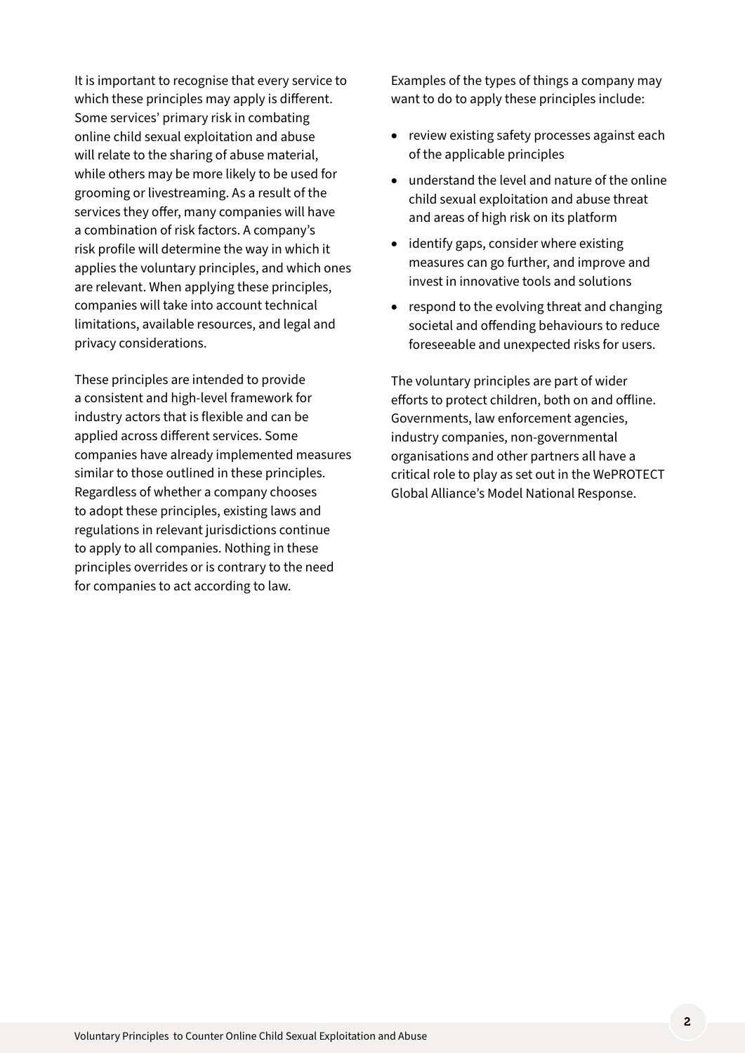It is important to recognise that every service to which these principles may apply is different. Some services' primary risk in combating online child sexual exploitation and abuse will relate to the sharing of abuse material, while others may be more likely to be used for grooming or livestreaming. As a result of the services they offer, many companies will have a combination of risk factors. A company's risk profile will determine the way in which it applies the voluntary principles, and which ones are relevant. When applying these principles, companies will take into account technical limitations, available resources, and legal and privacy considerations.

These principles are intended to provide a consistent and high-level framework for industry actors that is flexible and can be applied across different services. Some companies have already implemented measures similar to those outlined in these principles. Regardless of whether a company chooses to adopt these principles, existing laws and regulations in relevant jurisdictions continue to apply to all companies. Nothing in these principles overrides or is contrary to the need for companies to act according to law.

Examples of the types of things a company may want to do to apply these principles include:

- review existing safety processes against each of the applicable principles
- understand the level and nature of the online child sexual exploitation and abuse threat and areas of high risk on its platform
- identify gaps, consider where existing measures can go further, and improve and invest in innovative tools and solutions
- respond to the evolving threat and changing societal and offending behaviours to reduce foreseeable and unexpected risks for users.

The voluntary principles are part of wider efforts to protect children, both on and offline. Governments, law enforcement agencies, industry companies, non-governmental organisations and other partners all have a critical role to play as set out in the WePROTECT Global Alliance's Model National Response.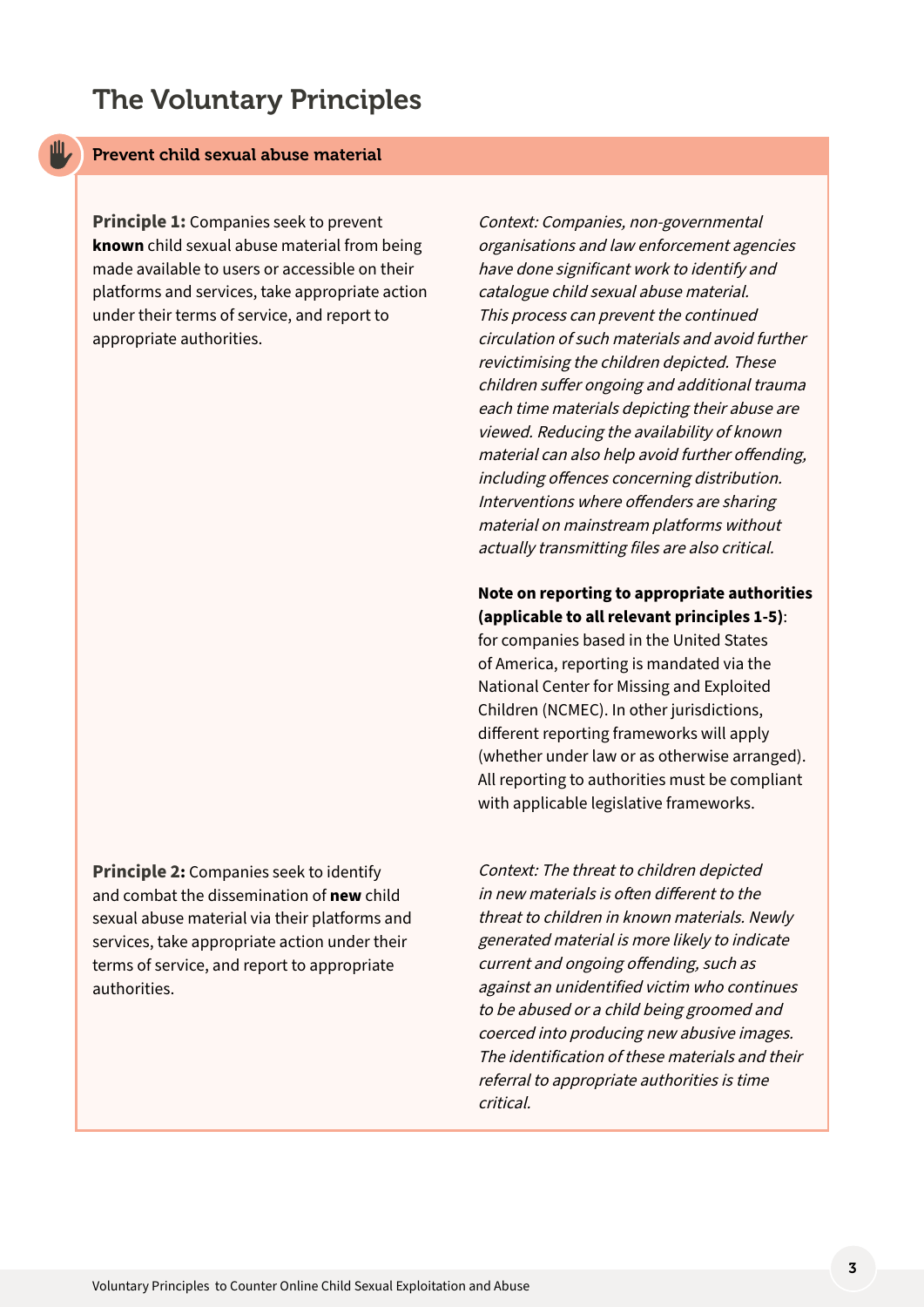# The Voluntary Principles

## Prevent child sexual abuse material

**Principle 1:** Companies seek to prevent **known** child sexual abuse material from being made available to users or accessible on their platforms and services, take appropriate action under their terms of service, and report to appropriate authorities.

*Context: Companies, non-governmental organisations and law enforcement agencies have done significant work to identify and catalogue child sexual abuse material. This process can prevent the continued circulation of such materials and avoid further revictimising the children depicted. These children suffer ongoing and additional trauma each time materials depicting their abuse are viewed. Reducing the availability of known material can also help avoid further offending, including offences concerning distribution. Interventions where offenders are sharing material on mainstream platforms without actually transmitting files are also critical.*

**Note on reporting to appropriate authorities (applicable to all relevant principles 1-5)**: for companies based in the United States of America, reporting is mandated via the National Center for Missing and Exploited Children (NCMEC). In other jurisdictions, different reporting frameworks will apply (whether under law or as otherwise arranged). All reporting to authorities must be compliant with applicable legislative frameworks.

**Principle 2:** Companies seek to identify and combat the dissemination of **new** child sexual abuse material via their platforms and services, take appropriate action under their terms of service, and report to appropriate authorities.

*Context: The threat to children depicted in new materials is often different to the threat to children in known materials. Newly generated material is more likely to indicate current and ongoing offending, such as against an unidentified victim who continues to be abused or a child being groomed and coerced into producing new abusive images. The identification of these materials and their referral to appropriate authorities is time critical.*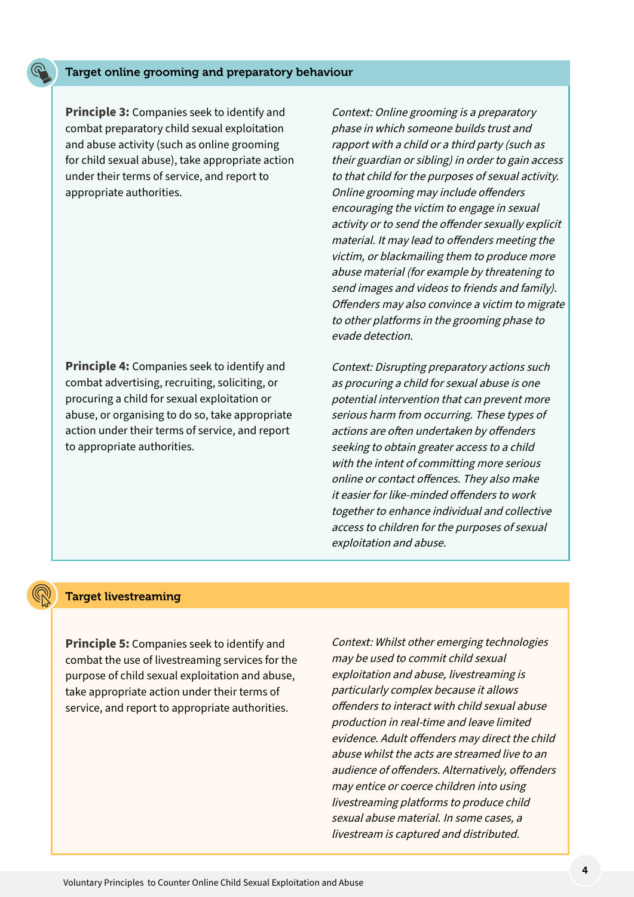## Target online grooming and preparatory behaviour

**Principle 3:** Companies seek to identify and combat preparatory child sexual exploitation and abuse activity (such as online grooming for child sexual abuse), take appropriate action under their terms of service, and report to appropriate authorities.

*Context: Online grooming is a preparatory phase in which someone builds trust and rapport with a child or a third party (such as their guardian or sibling) in order to gain access to that child for the purposes of sexual activity. Online grooming may include offenders encouraging the victim to engage in sexual activity or to send the offender sexually explicit material. It may lead to offenders meeting the victim, or blackmailing them to produce more abuse material (for example by threatening to send images and videos to friends and family). Offenders may also convince a victim to migrate to other platforms in the grooming phase to evade detection.*

**Principle 4:** Companies seek to identify and combat advertising, recruiting, soliciting, or procuring a child for sexual exploitation or abuse, or organising to do so, take appropriate action under their terms of service, and report to appropriate authorities.

*Context: Disrupting preparatory actions such as procuring a child for sexual abuse is one potential intervention that can prevent more serious harm from occurring. These types of actions are often undertaken by offenders seeking to obtain greater access to a child with the intent of committing more serious online or contact offences. They also make it easier for like-minded offenders to work together to enhance individual and collective access to children for the purposes of sexual exploitation and abuse.*

## Target livestreaming

**Principle 5:** Companies seek to identify and combat the use of livestreaming services for the purpose of child sexual exploitation and abuse, take appropriate action under their terms of service, and report to appropriate authorities.

*Context: Whilst other emerging technologies may be used to commit child sexual exploitation and abuse, livestreaming is particularly complex because it allows offenders to interact with child sexual abuse production in real-time and leave limited evidence. Adult offenders may direct the child abuse whilst the acts are streamed live to an audience of offenders. Alternatively, offenders may entice or coerce children into using livestreaming platforms to produce child sexual abuse material. In some cases, a livestream is captured and distributed.*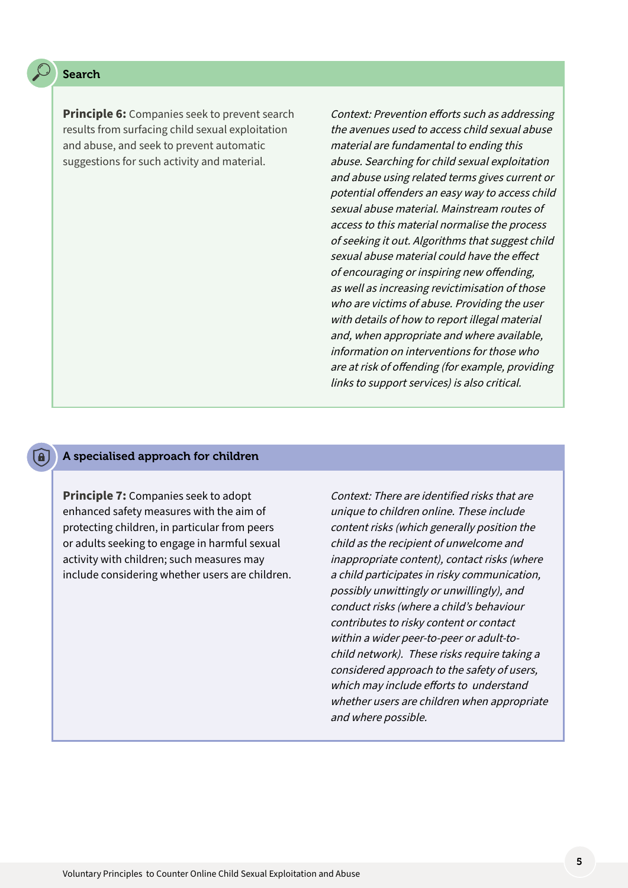## Search

**Principle 6:** Companies seek to prevent search results from surfacing child sexual exploitation and abuse, and seek to prevent automatic suggestions for such activity and material.

*Context: Prevention efforts such as addressing the avenues used to access child sexual abuse material are fundamental to ending this abuse. Searching for child sexual exploitation and abuse using related terms gives current or potential offenders an easy way to access child sexual abuse material. Mainstream routes of access to this material normalise the process of seeking it out. Algorithms that suggest child sexual abuse material could have the effect of encouraging or inspiring new offending, as well as increasing revictimisation of those who are victims of abuse. Providing the user with details of how to report illegal material and, when appropriate and where available, information on interventions for those who are at risk of offending (for example, providing links to support services) is also critical.*

## A specialised approach for children

**Principle 7:** Companies seek to adopt enhanced safety measures with the aim of protecting children, in particular from peers or adults seeking to engage in harmful sexual activity with children; such measures may include considering whether users are children.

*Context: There are identified risks that are unique to children online. These include content risks (which generally position the child as the recipient of unwelcome and inappropriate content), contact risks (where a child participates in risky communication, possibly unwittingly or unwillingly), and conduct risks (where a child's behaviour contributes to risky content or contact within a wider peer-to-peer or adult-to-child network). These risks require taking a considered approach to the safety of users, which may include efforts to understand whether users are children when appropriate and where possible.*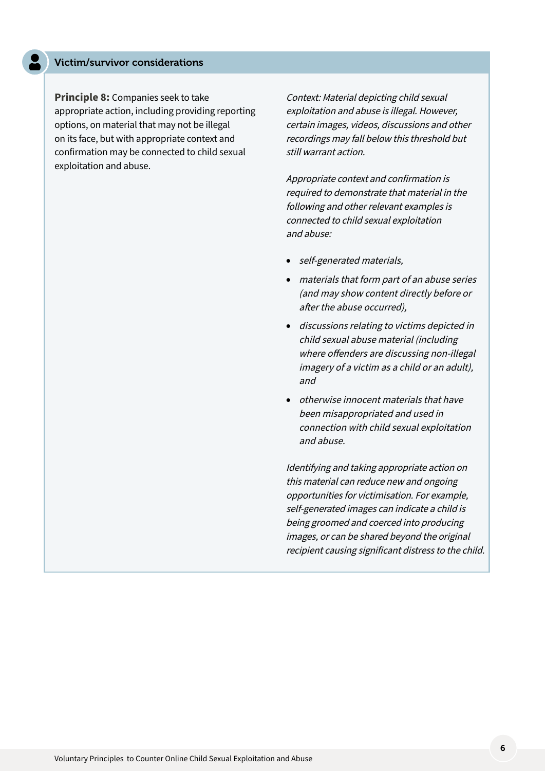## Victim/survivor considerations

**Principle 8:** Companies seek to take appropriate action, including providing reporting options, on material that may not be illegal on its face, but with appropriate context and confirmation may be connected to child sexual exploitation and abuse.

*Context: Material depicting child sexual exploitation and abuse is illegal. However, certain images, videos, discussions and other recordings may fall below this threshold but still warrant action.*

*Appropriate context and confirmation is required to demonstrate that material in the following and other relevant examples is connected to child sexual exploitation and abuse:*

- *self-generated materials,*
- *materials that form part of an abuse series (and may show content directly before or after the abuse occurred),*
- *discussions relating to victims depicted in child sexual abuse material (including where offenders are discussing non-illegal imagery of a victim as a child or an adult), and*
- *otherwise innocent materials that have been misappropriated and used in connection with child sexual exploitation and abuse.*

*Identifying and taking appropriate action on this material can reduce new and ongoing opportunities for victimisation. For example, self-generated images can indicate a child is being groomed and coerced into producing images, or can be shared beyond the original recipient causing significant distress to the child.*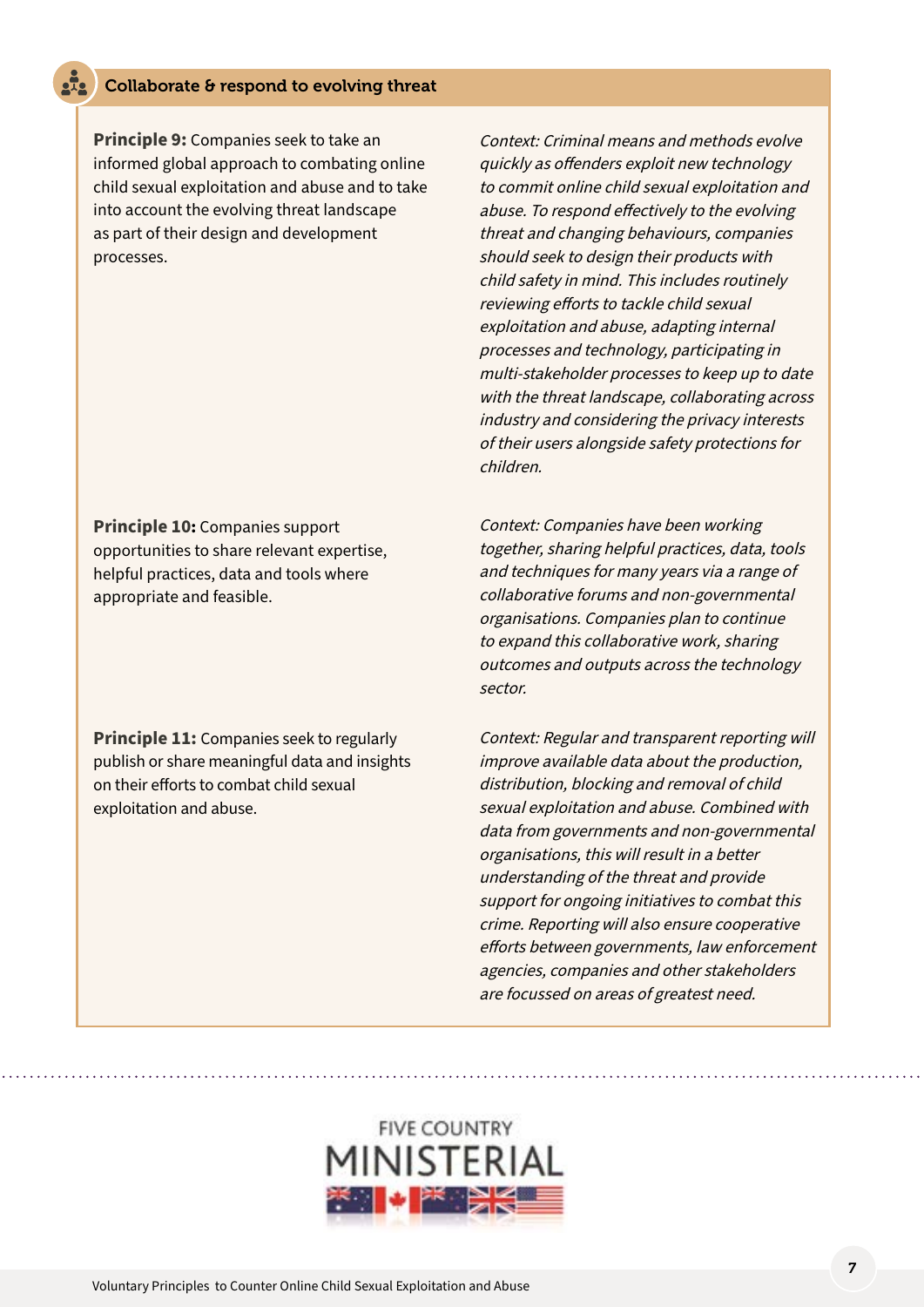## Collaborate & respond to evolving threat

**Principle 9:** Companies seek to take an informed global approach to combating online child sexual exploitation and abuse and to take into account the evolving threat landscape as part of their design and development processes.

*Context: Criminal means and methods evolve quickly as offenders exploit new technology to commit online child sexual exploitation and abuse. To respond effectively to the evolving threat and changing behaviours, companies should seek to design their products with child safety in mind. This includes routinely reviewing efforts to tackle child sexual exploitation and abuse, adapting internal processes and technology, participating in multi-stakeholder processes to keep up to date with the threat landscape, collaborating across industry and considering the privacy interests of their users alongside safety protections for children.*

**Principle 10:** Companies support opportunities to share relevant expertise, helpful practices, data and tools where appropriate and feasible.

*Context: Companies have been working together, sharing helpful practices, data, tools and techniques for many years via a range of collaborative forums and non-governmental organisations. Companies plan to continue to expand this collaborative work, sharing outcomes and outputs across the technology sector.*

**Principle 11:** Companies seek to regularly publish or share meaningful data and insights on their efforts to combat child sexual exploitation and abuse.

*Context: Regular and transparent reporting will improve available data about the production, distribution, blocking and removal of child sexual exploitation and abuse. Combined with data from governments and non-governmental organisations, this will result in a better understanding of the threat and provide support for ongoing initiatives to combat this crime. Reporting will also ensure cooperative efforts between governments, law enforcement agencies, companies and other stakeholders are focussed on areas of greatest need.*

FIVE COUNTRY MINISTERIAL